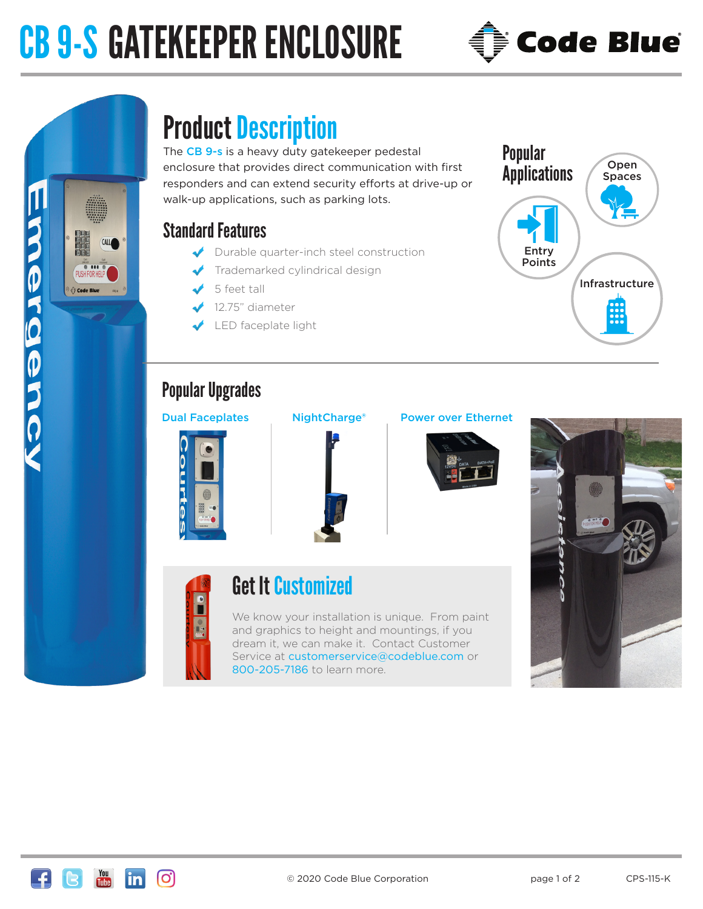# CB 9-S GATEKEEPER ENCLOSURE

## Product Description

The CB 9-s is a heavy duty gatekeeper pedestal enclosure that provides direct communication with first responders and can extend security efforts at drive-up or walk-up applications, such as parking lots.

### Standard Features

- Durable quarter-inch steel construction
- Trademarked cylindrical design
- 5 feet tall
- 12.75" diameter
- LED faceplate light

### Popular Applications

- Open Spaces
- Entry Points
- Infrastructure

## Popular Upgrades

- Dual Faceplates
- NightCharge®
- Power over Ethernet

## Get It Customized

We know your installation is unique. From paint and graphics to height and mountings, if you dream it, we can make it. Contact Customer Service at customerservice@codeblue.com or 800-205-7186 to learn more.

© 2020 Code Blue Corporation

CPS-115-K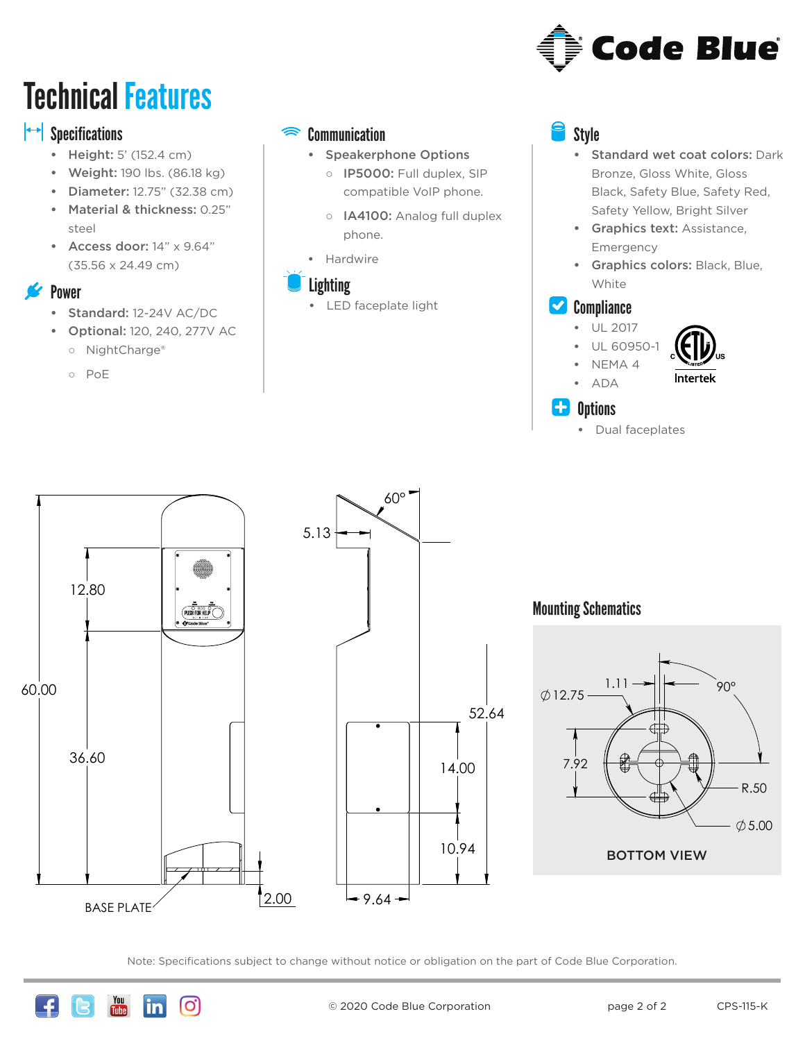# Technical Features

## Specifications

- **Height:** 5' (152.4 cm)
- **Weight:** 190 lbs. (86.18 kg)
- **Diameter:** 12.75" (32.38 cm)
- **Material & thickness:** 0.25" steel
- **Access door:** 14" x 9.64" (35.56 x 24.49 cm)

## Power

- **Standard:** 12-24V AC/DC
- **Optional:** 120, 240, 277V AC
  - NightCharge®
  - PoE

## Communication

- Speakerphone Options
  - **IP5000:** Full duplex, SIP compatible VoIP phone.
  - **IA4100:** Analog full duplex phone.
- Hardwire

## Lighting

- LED faceplate light

## Style

- **Standard wet coat colors:** Dark Bronze, Gloss White, Gloss Black, Safety Blue, Safety Red, Safety Yellow, Bright Silver
- **Graphics text:** Assistance, Emergency
- **Graphics colors:** Black, Blue, White

## Compliance

- UL 2017
- UL 60950-1
- NEMA 4
- ADA

Intertek

## Options

- Dual faceplates

60.00
12.80
36.60
BASE PLATE
2.00
60°
5.13
52.64
14.00
10.94
9.64

## Mounting Schematics

∅12.75
1.11
90°
7.92
R.50
∅5.00
BOTTOM VIEW

Note: Specifications subject to change without notice or obligation on the part of Code Blue Corporation.

© 2020 Code Blue Corporation CPS-115-K